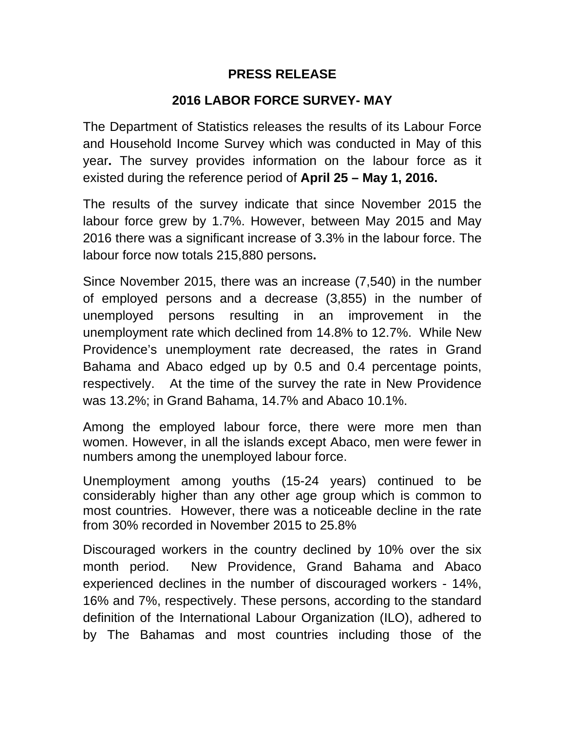# PRESS RELEASE

## 2016 LABOR FORCE SURVEY- MAY

The Department of Statistics releases the results of its Labour Force and Household Income Survey which was conducted in May of this year**.** The survey provides information on the labour force as it existed during the reference period of **April 25 – May 1, 2016.**

The results of the survey indicate that since November 2015 the labour force grew by 1.7%. However, between May 2015 and May 2016 there was a significant increase of 3.3% in the labour force. The labour force now totals 215,880 persons**.**

Since November 2015, there was an increase (7,540) in the number of employed persons and a decrease (3,855) in the number of unemployed persons resulting in an improvement in the unemployment rate which declined from 14.8% to 12.7%. While New Providence's unemployment rate decreased, the rates in Grand Bahama and Abaco edged up by 0.5 and 0.4 percentage points, respectively. At the time of the survey the rate in New Providence was 13.2%; in Grand Bahama, 14.7% and Abaco 10.1%.

Among the employed labour force, there were more men than women. However, in all the islands except Abaco, men were fewer in numbers among the unemployed labour force.

Unemployment among youths (15-24 years) continued to be considerably higher than any other age group which is common to most countries. However, there was a noticeable decline in the rate from 30% recorded in November 2015 to 25.8%

Discouraged workers in the country declined by 10% over the six month period. New Providence, Grand Bahama and Abaco experienced declines in the number of discouraged workers - 14%, 16% and 7%, respectively. These persons, according to the standard definition of the International Labour Organization (ILO), adhered to by The Bahamas and most countries including those of the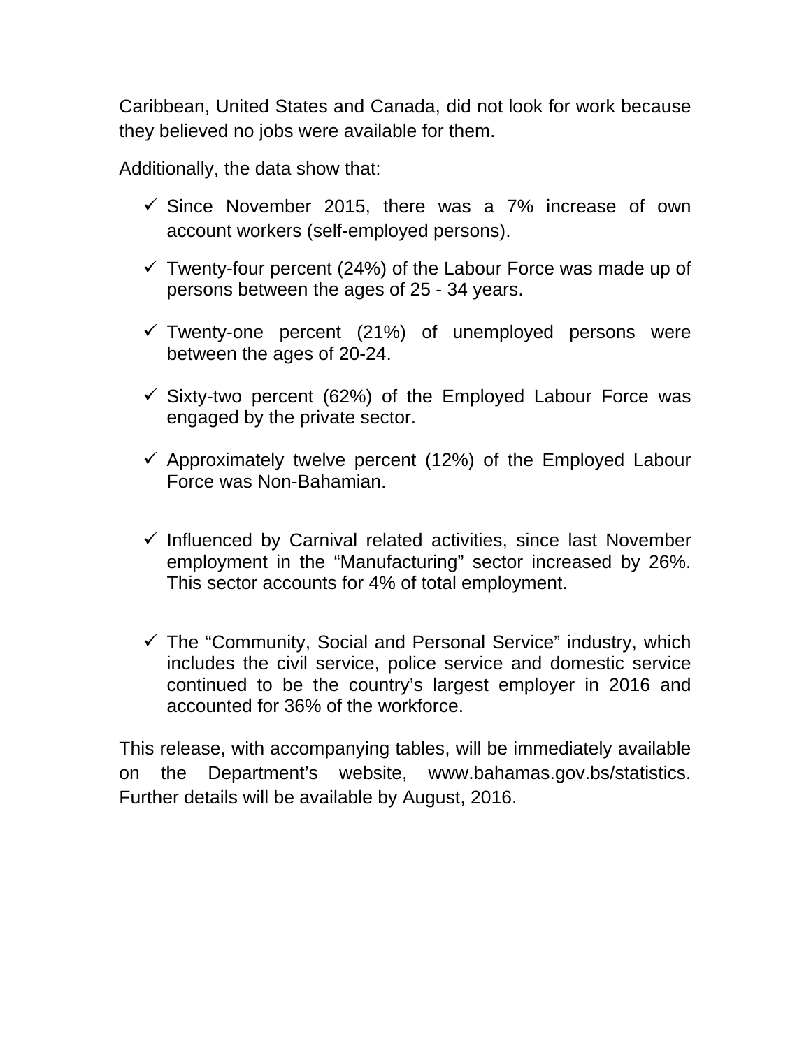Caribbean, United States and Canada, did not look for work because they believed no jobs were available for them.

Additionally, the data show that:

- ✓ Since November 2015, there was a 7% increase of own account workers (self-employed persons).
- ✓ Twenty-four percent (24%) of the Labour Force was made up of persons between the ages of 25 - 34 years.
- ✓ Twenty-one percent (21%) of unemployed persons were between the ages of 20-24.
- ✓ Sixty-two percent (62%) of the Employed Labour Force was engaged by the private sector.
- ✓ Approximately twelve percent (12%) of the Employed Labour Force was Non-Bahamian.
- ✓ Influenced by Carnival related activities, since last November employment in the "Manufacturing" sector increased by 26%. This sector accounts for 4% of total employment.
- ✓ The "Community, Social and Personal Service" industry, which includes the civil service, police service and domestic service continued to be the country's largest employer in 2016 and accounted for 36% of the workforce.

This release, with accompanying tables, will be immediately available on the Department's website, www.bahamas.gov.bs/statistics. Further details will be available by August, 2016.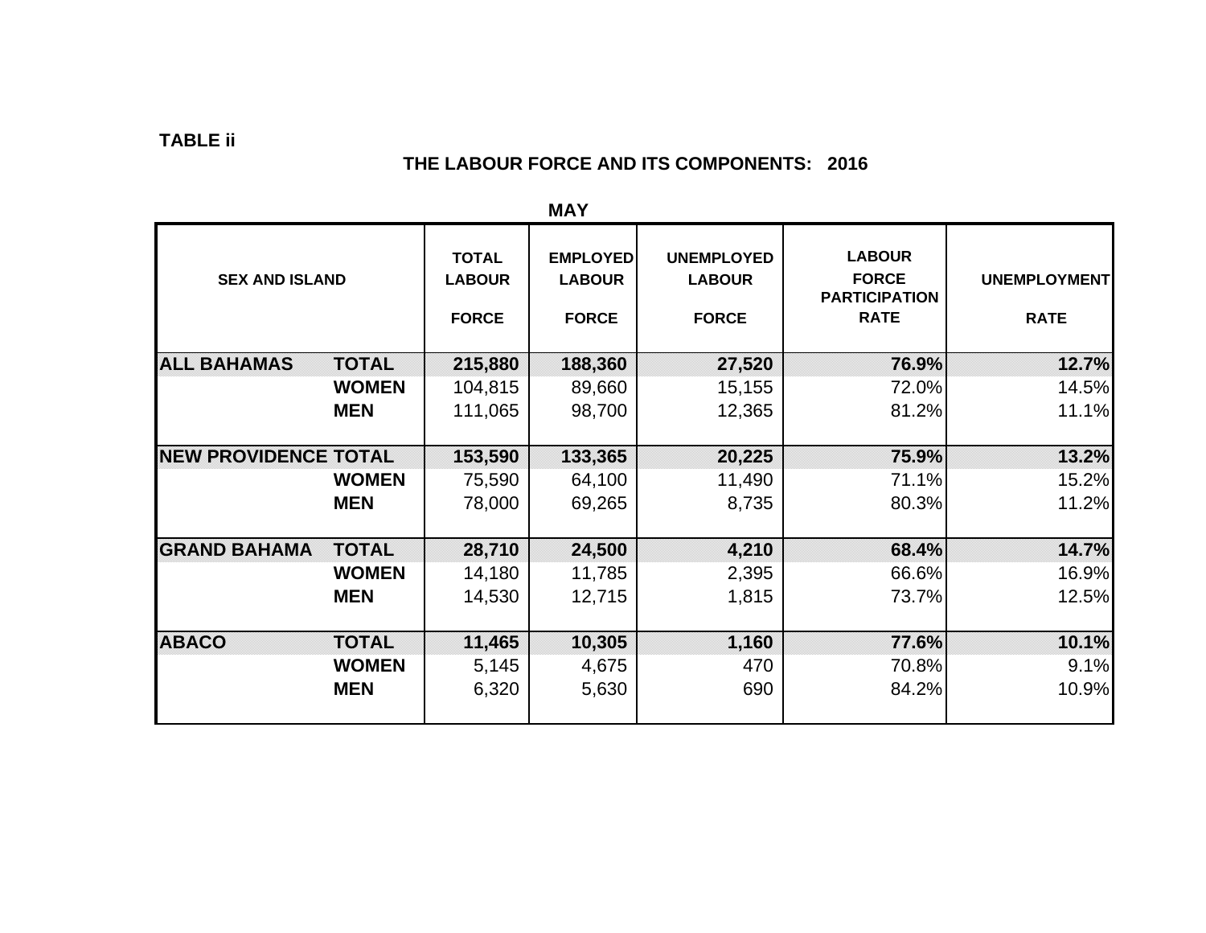**TABLE ii**

## THE LABOUR FORCE AND ITS COMPONENTS: 2016

**MAY**

| SEX AND ISLAND | | TOTAL LABOUR FORCE | EMPLOYED LABOUR FORCE | UNEMPLOYED LABOUR FORCE | LABOUR FORCE PARTICIPATION RATE | UNEMPLOYMENT RATE |
|---|---|---|---|---|---|---|
| **ALL BAHAMAS** | **TOTAL** | **215,880** | **188,360** | **27,520** | **76.9%** | **12.7%** |
| | **WOMEN** | 104,815 | 89,660 | 15,155 | 72.0% | 14.5% |
| | **MEN** | 111,065 | 98,700 | 12,365 | 81.2% | 11.1% |
| **NEW PROVIDENCE** | **TOTAL** | **153,590** | **133,365** | **20,225** | **75.9%** | **13.2%** |
| | **WOMEN** | 75,590 | 64,100 | 11,490 | 71.1% | 15.2% |
| | **MEN** | 78,000 | 69,265 | 8,735 | 80.3% | 11.2% |
| **GRAND BAHAMA** | **TOTAL** | **28,710** | **24,500** | **4,210** | **68.4%** | **14.7%** |
| | **WOMEN** | 14,180 | 11,785 | 2,395 | 66.6% | 16.9% |
| | **MEN** | 14,530 | 12,715 | 1,815 | 73.7% | 12.5% |
| **ABACO** | **TOTAL** | **11,465** | **10,305** | **1,160** | **77.6%** | **10.1%** |
| | **WOMEN** | 5,145 | 4,675 | 470 | 70.8% | 9.1% |
| | **MEN** | 6,320 | 5,630 | 690 | 84.2% | 10.9% |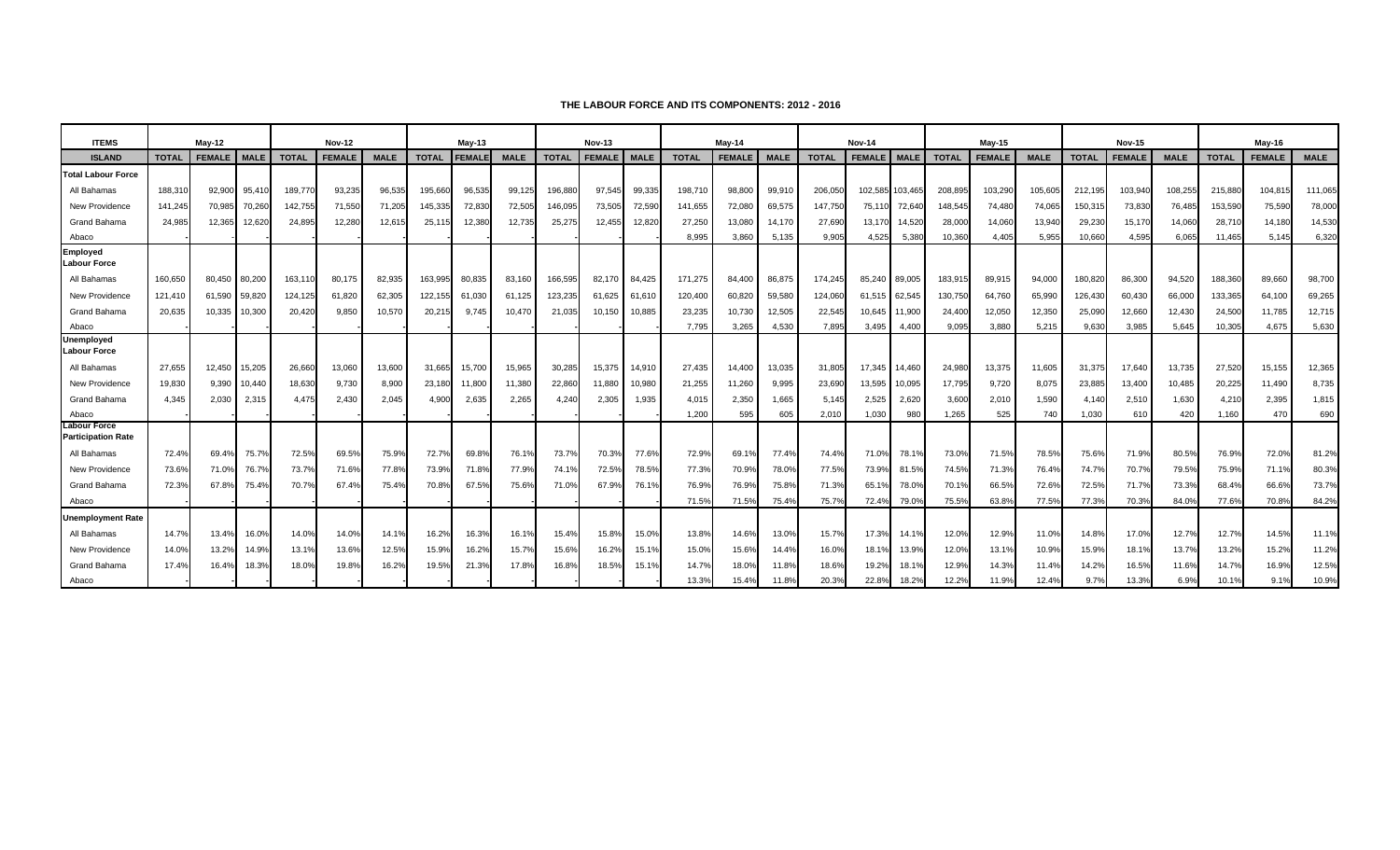# THE LABOUR FORCE AND ITS COMPONENTS: 2012 - 2016

| ITEMS | May-12 | | | Nov-12 | | | May-13 | | | Nov-13 | | | May-14 | | | Nov-14 | | | May-15 | | | Nov-15 | | | May-16 | | |
|---|---|---|---|---|---|---|---|---|---|---|---|---|---|---|---|---|---|---|---|---|---|---|---|---|---|---|---|
| ISLAND | TOTAL | FEMALE | MALE | TOTAL | FEMALE | MALE | TOTAL | FEMALE | MALE | TOTAL | FEMALE | MALE | TOTAL | FEMALE | MALE | TOTAL | FEMALE | MALE | TOTAL | FEMALE | MALE | TOTAL | FEMALE | MALE | TOTAL | FEMALE | MALE |
| **Total Labour Force** | | | | | | | | | | | | | | | | | | | | | | | | | | | |
| All Bahamas | 188,310 | 92,900 | 95,410 | 189,770 | 93,235 | 96,535 | 195,660 | 96,535 | 99,125 | 196,880 | 97,545 | 99,335 | 198,710 | 98,800 | 99,910 | 206,050 | 102,585 | 103,465 | 208,895 | 103,290 | 105,605 | 212,195 | 103,940 | 108,255 | 215,880 | 104,815 | 111,065 |
| New Providence | 141,245 | 70,985 | 70,260 | 142,755 | 71,550 | 71,205 | 145,335 | 72,830 | 72,505 | 146,095 | 73,505 | 72,590 | 141,655 | 72,080 | 69,575 | 147,750 | 75,110 | 72,640 | 148,545 | 74,480 | 74,065 | 150,315 | 73,830 | 76,485 | 153,590 | 75,590 | 78,000 |
| Grand Bahama | 24,985 | 12,365 | 12,620 | 24,895 | 12,280 | 12,615 | 25,115 | 12,380 | 12,735 | 25,275 | 12,455 | 12,820 | 27,250 | 13,080 | 14,170 | 27,690 | 13,170 | 14,520 | 28,000 | 14,060 | 13,940 | 29,230 | 15,170 | 14,060 | 28,710 | 14,180 | 14,530 |
| Abaco | - | - | - | - | - | - | - | - | - | - | - | - | 8,995 | 3,860 | 5,135 | 9,905 | 4,525 | 5,380 | 10,360 | 4,405 | 5,955 | 10,660 | 4,595 | 6,065 | 11,465 | 5,145 | 6,320 |
| **Employed Labour Force** | | | | | | | | | | | | | | | | | | | | | | | | | | | |
| All Bahamas | 160,650 | 80,450 | 80,200 | 163,110 | 80,175 | 82,935 | 163,995 | 80,835 | 83,160 | 166,595 | 82,170 | 84,425 | 171,275 | 84,400 | 86,875 | 174,245 | 85,240 | 89,005 | 183,915 | 89,915 | 94,000 | 180,820 | 86,300 | 94,520 | 188,360 | 89,660 | 98,700 |
| New Providence | 121,410 | 61,590 | 59,820 | 124,125 | 61,820 | 62,305 | 122,155 | 61,030 | 61,125 | 123,235 | 61,625 | 61,610 | 120,400 | 60,820 | 59,580 | 124,060 | 61,515 | 62,545 | 130,750 | 64,760 | 65,990 | 126,430 | 60,430 | 66,000 | 133,365 | 64,100 | 69,265 |
| Grand Bahama | 20,635 | 10,335 | 10,300 | 20,420 | 9,850 | 10,570 | 20,215 | 9,745 | 10,470 | 21,035 | 10,150 | 10,885 | 23,235 | 10,730 | 12,505 | 22,545 | 10,645 | 11,900 | 24,400 | 12,050 | 12,350 | 25,090 | 12,660 | 12,430 | 24,500 | 11,785 | 12,715 |
| Abaco | - | - | - | - | - | - | - | - | - | - | - | - | 7,795 | 3,265 | 4,530 | 7,895 | 3,495 | 4,400 | 9,095 | 3,880 | 5,215 | 9,630 | 3,985 | 5,645 | 10,305 | 4,675 | 5,630 |
| **Unemployed Labour Force** | | | | | | | | | | | | | | | | | | | | | | | | | | | |
| All Bahamas | 27,655 | 12,450 | 15,205 | 26,660 | 13,060 | 13,600 | 31,665 | 15,700 | 15,965 | 30,285 | 15,375 | 14,910 | 27,435 | 14,400 | 13,035 | 31,805 | 17,345 | 14,460 | 24,980 | 13,375 | 11,605 | 31,375 | 17,640 | 13,735 | 27,520 | 15,155 | 12,365 |
| New Providence | 19,830 | 9,390 | 10,440 | 18,630 | 9,730 | 8,900 | 23,180 | 11,800 | 11,380 | 22,860 | 11,880 | 10,980 | 21,255 | 11,260 | 9,995 | 23,690 | 13,595 | 10,095 | 17,795 | 9,720 | 8,075 | 23,885 | 13,400 | 10,485 | 20,225 | 11,490 | 8,735 |
| Grand Bahama | 4,345 | 2,030 | 2,315 | 4,475 | 2,430 | 2,045 | 4,900 | 2,635 | 2,265 | 4,240 | 2,305 | 1,935 | 4,015 | 2,350 | 1,665 | 5,145 | 2,525 | 2,620 | 3,600 | 2,010 | 1,590 | 4,140 | 2,510 | 1,630 | 4,210 | 2,395 | 1,815 |
| Abaco | - | - | - | - | - | - | - | - | - | - | - | - | 1,200 | 595 | 605 | 2,010 | 1,030 | 980 | 1,265 | 525 | 740 | 1,030 | 610 | 420 | 1,160 | 470 | 690 |
| **Labour Force Participation Rate** | | | | | | | | | | | | | | | | | | | | | | | | | | | |
| All Bahamas | 72.4% | 69.4% | 75.7% | 72.5% | 69.5% | 75.9% | 72.7% | 69.8% | 76.1% | 73.7% | 70.3% | 77.6% | 72.9% | 69.1% | 77.4% | 74.4% | 71.0% | 78.1% | 73.0% | 71.5% | 78.5% | 75.6% | 71.9% | 80.5% | 76.9% | 72.0% | 81.2% |
| New Providence | 73.6% | 71.0% | 76.7% | 73.7% | 71.6% | 77.8% | 73.9% | 71.8% | 77.9% | 74.1% | 72.5% | 78.5% | 77.3% | 70.9% | 78.0% | 77.5% | 73.9% | 81.5% | 74.5% | 71.3% | 76.4% | 74.7% | 70.7% | 79.5% | 75.9% | 71.1% | 80.3% |
| Grand Bahama | 72.3% | 67.8% | 75.4% | 70.7% | 67.4% | 75.4% | 70.8% | 67.5% | 75.6% | 71.0% | 67.9% | 76.1% | 76.9% | 76.9% | 75.8% | 71.3% | 65.1% | 78.0% | 70.1% | 66.5% | 72.6% | 72.5% | 71.7% | 73.3% | 68.4% | 66.6% | 73.7% |
| Abaco | - | - | - | - | - | - | - | - | - | - | - | - | 71.5% | 71.5% | 75.4% | 75.7% | 72.4% | 79.0% | 75.5% | 63.8% | 77.5% | 77.3% | 70.3% | 84.0% | 77.6% | 70.8% | 84.2% |
| **Unemployment Rate** | | | | | | | | | | | | | | | | | | | | | | | | | | | |
| All Bahamas | 14.7% | 13.4% | 16.0% | 14.0% | 14.0% | 14.1% | 16.2% | 16.3% | 16.1% | 15.4% | 15.8% | 15.0% | 13.8% | 14.6% | 13.0% | 15.7% | 17.3% | 14.1% | 12.0% | 12.9% | 11.0% | 14.8% | 17.0% | 12.7% | 12.7% | 14.5% | 11.1% |
| New Providence | 14.0% | 13.2% | 14.9% | 13.1% | 13.6% | 12.5% | 15.9% | 16.2% | 15.7% | 15.6% | 16.2% | 15.1% | 15.0% | 15.6% | 14.4% | 16.0% | 18.1% | 13.9% | 12.0% | 13.1% | 10.9% | 15.9% | 18.1% | 13.7% | 13.2% | 15.2% | 11.2% |
| Grand Bahama | 17.4% | 16.4% | 18.3% | 18.0% | 19.8% | 16.2% | 19.5% | 21.3% | 17.8% | 16.8% | 18.5% | 15.1% | 14.7% | 18.0% | 11.8% | 18.6% | 19.2% | 18.1% | 12.9% | 14.3% | 11.4% | 14.2% | 16.5% | 11.6% | 14.7% | 16.9% | 12.5% |
| Abaco | - | - | - | - | - | - | - | - | - | - | - | - | 13.3% | 15.4% | 11.8% | 20.3% | 22.8% | 18.2% | 12.2% | 11.9% | 12.4% | 9.7% | 13.3% | 6.9% | 10.1% | 9.1% | 10.9% |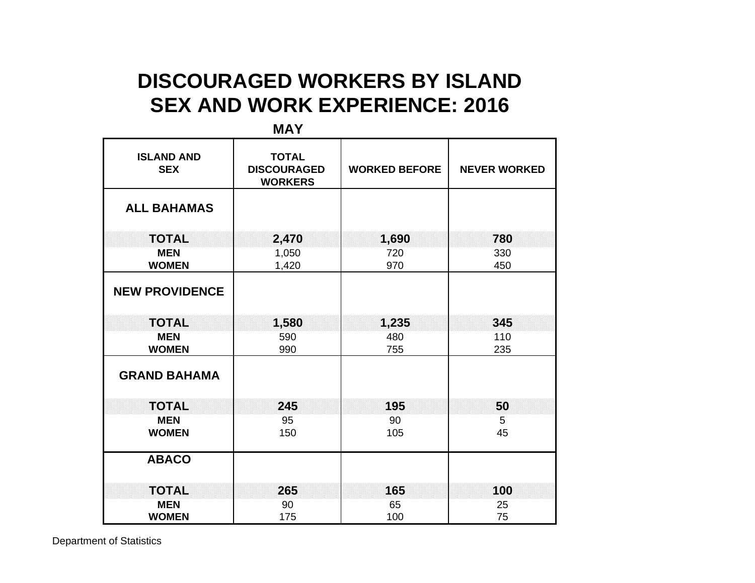# DISCOURAGED WORKERS BY ISLAND SEX AND WORK EXPERIENCE: 2016

## MAY

| ISLAND AND SEX | TOTAL DISCOURAGED WORKERS | WORKED BEFORE | NEVER WORKED |
|---|---|---|---|
| **ALL BAHAMAS** | | | |
| **TOTAL** | **2,470** | **1,690** | **780** |
| **MEN** | 1,050 | 720 | 330 |
| **WOMEN** | 1,420 | 970 | 450 |
| **NEW PROVIDENCE** | | | |
| **TOTAL** | **1,580** | **1,235** | **345** |
| **MEN** | 590 | 480 | 110 |
| **WOMEN** | 990 | 755 | 235 |
| **GRAND BAHAMA** | | | |
| **TOTAL** | **245** | **195** | **50** |
| **MEN** | 95 | 90 | 5 |
| **WOMEN** | 150 | 105 | 45 |
| **ABACO** | | | |
| **TOTAL** | **265** | **165** | **100** |
| **MEN** | 90 | 65 | 25 |
| **WOMEN** | 175 | 100 | 75 |

Department of Statistics